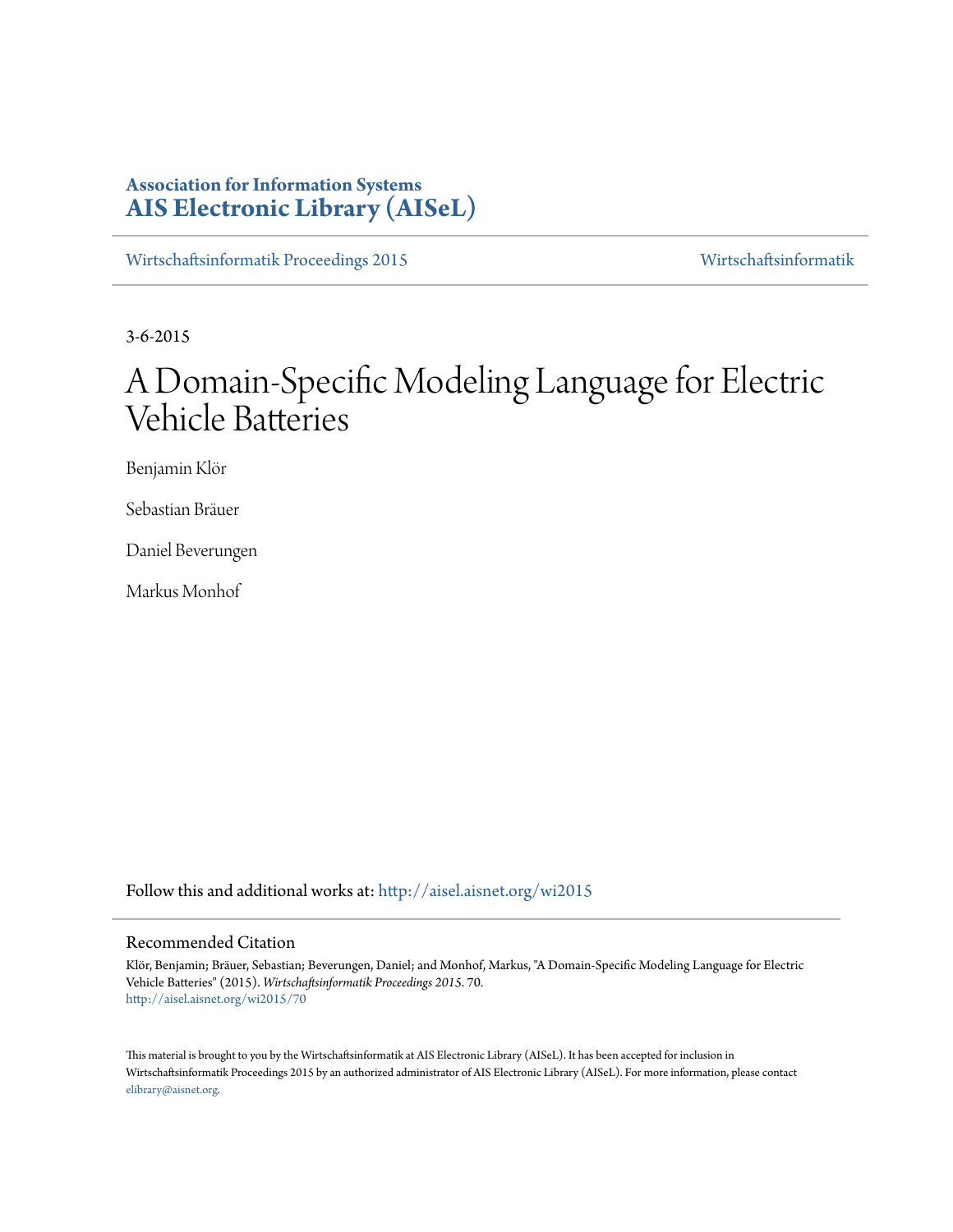**Association for Information Systems**
**AIS Electronic Library (AISeL)**

Wirtschaftsinformatik Proceedings 2015 | Wirtschaftsinformatik

3-6-2015

# A Domain-Specific Modeling Language for Electric Vehicle Batteries

Benjamin Klör

Sebastian Bräuer

Daniel Beverungen

Markus Monhof

Follow this and additional works at: http://aisel.aisnet.org/wi2015

## Recommended Citation

Klör, Benjamin; Bräuer, Sebastian; Beverungen, Daniel; and Monhof, Markus, "A Domain-Specific Modeling Language for Electric Vehicle Batteries" (2015). *Wirtschaftsinformatik Proceedings 2015*. 70.
http://aisel.aisnet.org/wi2015/70

This material is brought to you by the Wirtschaftsinformatik at AIS Electronic Library (AISeL). It has been accepted for inclusion in Wirtschaftsinformatik Proceedings 2015 by an authorized administrator of AIS Electronic Library (AISeL). For more information, please contact elibrary@aisnet.org.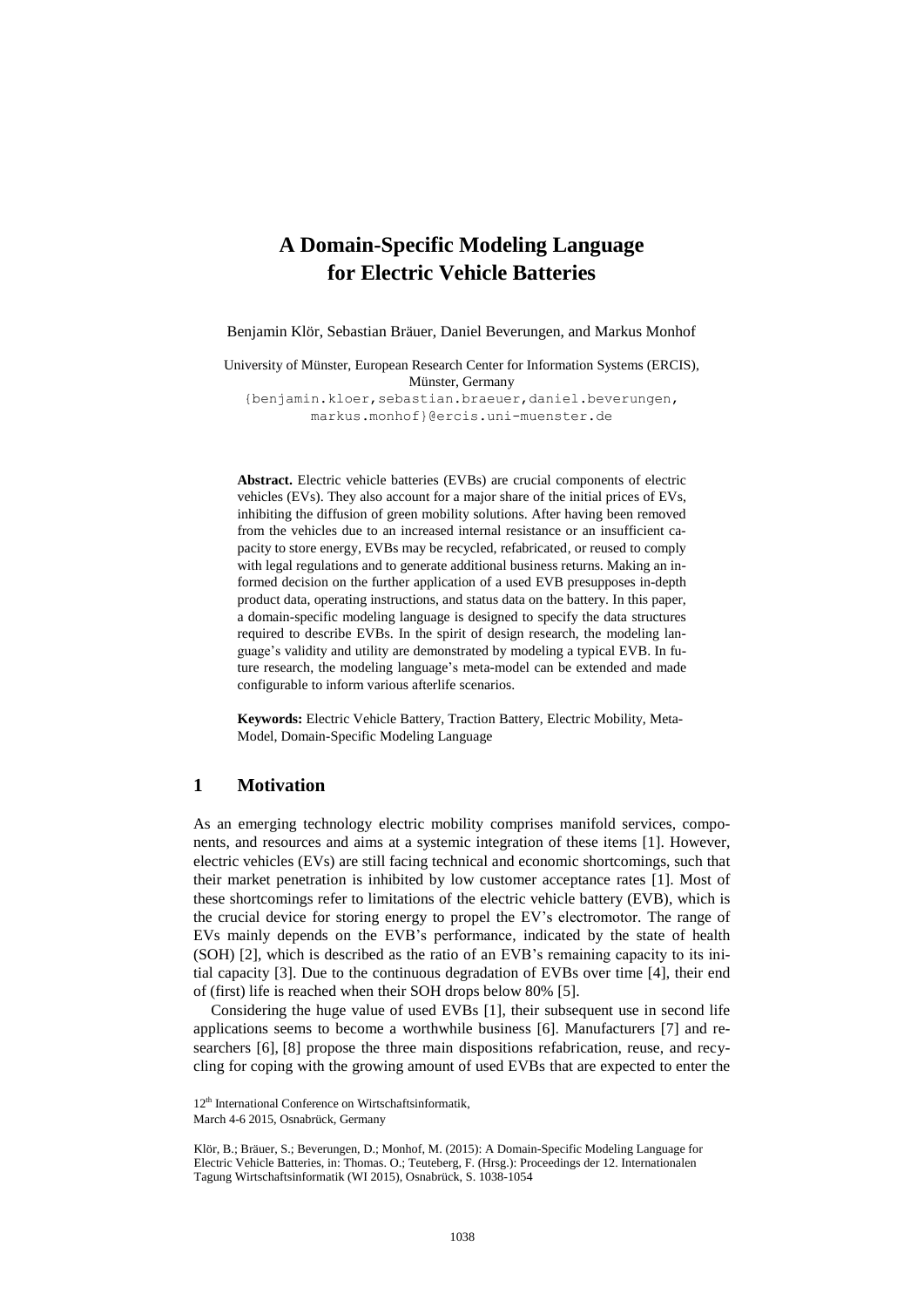# A Domain-Specific Modeling Language for Electric Vehicle Batteries

Benjamin Klör, Sebastian Bräuer, Daniel Beverungen, and Markus Monhof

University of Münster, European Research Center for Information Systems (ERCIS), Münster, Germany
{benjamin.kloer,sebastian.braeuer,daniel.beverungen, markus.monhof}@ercis.uni-muenster.de

**Abstract.** Electric vehicle batteries (EVBs) are crucial components of electric vehicles (EVs). They also account for a major share of the initial prices of EVs, inhibiting the diffusion of green mobility solutions. After having been removed from the vehicles due to an increased internal resistance or an insufficient capacity to store energy, EVBs may be recycled, refabricated, or reused to comply with legal regulations and to generate additional business returns. Making an informed decision on the further application of a used EVB presupposes in-depth product data, operating instructions, and status data on the battery. In this paper, a domain-specific modeling language is designed to specify the data structures required to describe EVBs. In the spirit of design research, the modeling language's validity and utility are demonstrated by modeling a typical EVB. In future research, the modeling language's meta-model can be extended and made configurable to inform various afterlife scenarios.

**Keywords:** Electric Vehicle Battery, Traction Battery, Electric Mobility, Meta-Model, Domain-Specific Modeling Language

## 1 Motivation

As an emerging technology electric mobility comprises manifold services, components, and resources and aims at a systemic integration of these items [1]. However, electric vehicles (EVs) are still facing technical and economic shortcomings, such that their market penetration is inhibited by low customer acceptance rates [1]. Most of these shortcomings refer to limitations of the electric vehicle battery (EVB), which is the crucial device for storing energy to propel the EV's electromotor. The range of EVs mainly depends on the EVB's performance, indicated by the state of health (SOH) [2], which is described as the ratio of an EVB's remaining capacity to its initial capacity [3]. Due to the continuous degradation of EVBs over time [4], their end of (first) life is reached when their SOH drops below 80% [5].

Considering the huge value of used EVBs [1], their subsequent use in second life applications seems to become a worthwhile business [6]. Manufacturers [7] and researchers [6], [8] propose the three main dispositions refabrication, reuse, and recycling for coping with the growing amount of used EVBs that are expected to enter the

12th International Conference on Wirtschaftsinformatik, March 4-6 2015, Osnabrück, Germany

Klör, B.; Bräuer, S.; Beverungen, D.; Monhof, M. (2015): A Domain-Specific Modeling Language for Electric Vehicle Batteries, in: Thomas. O.; Teuteberg, F. (Hrsg.): Proceedings der 12. Internationalen Tagung Wirtschaftsinformatik (WI 2015), Osnabrück, S. 1038-1054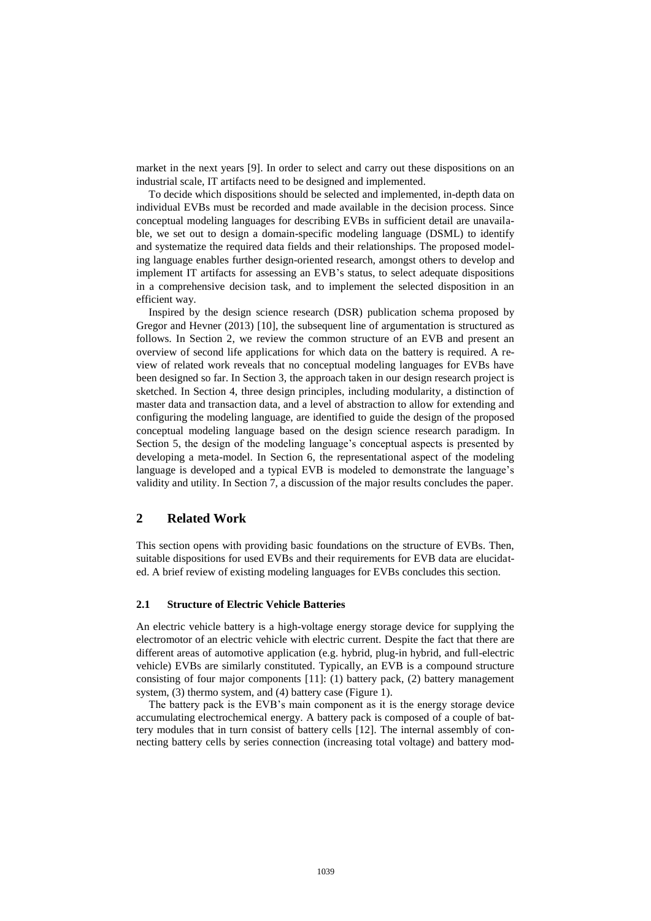market in the next years [9]. In order to select and carry out these dispositions on an industrial scale, IT artifacts need to be designed and implemented.

To decide which dispositions should be selected and implemented, in-depth data on individual EVBs must be recorded and made available in the decision process. Since conceptual modeling languages for describing EVBs in sufficient detail are unavailable, we set out to design a domain-specific modeling language (DSML) to identify and systematize the required data fields and their relationships. The proposed modeling language enables further design-oriented research, amongst others to develop and implement IT artifacts for assessing an EVB's status, to select adequate dispositions in a comprehensive decision task, and to implement the selected disposition in an efficient way.

Inspired by the design science research (DSR) publication schema proposed by Gregor and Hevner (2013) [10], the subsequent line of argumentation is structured as follows. In Section 2, we review the common structure of an EVB and present an overview of second life applications for which data on the battery is required. A review of related work reveals that no conceptual modeling languages for EVBs have been designed so far. In Section 3, the approach taken in our design research project is sketched. In Section 4, three design principles, including modularity, a distinction of master data and transaction data, and a level of abstraction to allow for extending and configuring the modeling language, are identified to guide the design of the proposed conceptual modeling language based on the design science research paradigm. In Section 5, the design of the modeling language's conceptual aspects is presented by developing a meta-model. In Section 6, the representational aspect of the modeling language is developed and a typical EVB is modeled to demonstrate the language's validity and utility. In Section 7, a discussion of the major results concludes the paper.

## 2 Related Work

This section opens with providing basic foundations on the structure of EVBs. Then, suitable dispositions for used EVBs and their requirements for EVB data are elucidated. A brief review of existing modeling languages for EVBs concludes this section.

### 2.1 Structure of Electric Vehicle Batteries

An electric vehicle battery is a high-voltage energy storage device for supplying the electromotor of an electric vehicle with electric current. Despite the fact that there are different areas of automotive application (e.g. hybrid, plug-in hybrid, and full-electric vehicle) EVBs are similarly constituted. Typically, an EVB is a compound structure consisting of four major components [11]: (1) battery pack, (2) battery management system, (3) thermo system, and (4) battery case (Figure 1).

The battery pack is the EVB's main component as it is the energy storage device accumulating electrochemical energy. A battery pack is composed of a couple of battery modules that in turn consist of battery cells [12]. The internal assembly of connecting battery cells by series connection (increasing total voltage) and battery mod-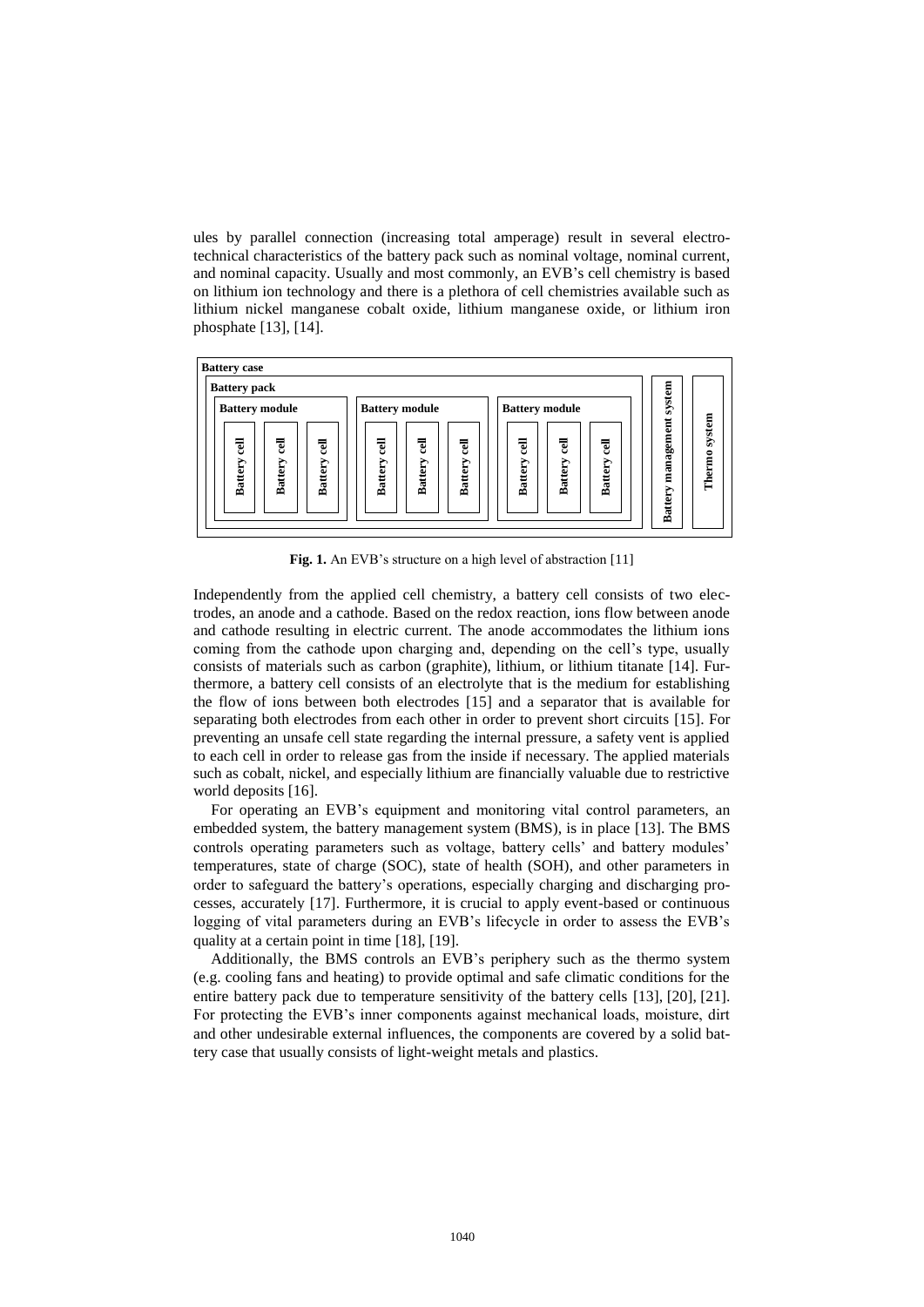ules by parallel connection (increasing total amperage) result in several electrotechnical characteristics of the battery pack such as nominal voltage, nominal current, and nominal capacity. Usually and most commonly, an EVB's cell chemistry is based on lithium ion technology and there is a plethora of cell chemistries available such as lithium nickel manganese cobalt oxide, lithium manganese oxide, or lithium iron phosphate [13], [14].

**Fig. 1.** An EVB's structure on a high level of abstraction [11]

Independently from the applied cell chemistry, a battery cell consists of two electrodes, an anode and a cathode. Based on the redox reaction, ions flow between anode and cathode resulting in electric current. The anode accommodates the lithium ions coming from the cathode upon charging and, depending on the cell's type, usually consists of materials such as carbon (graphite), lithium, or lithium titanate [14]. Furthermore, a battery cell consists of an electrolyte that is the medium for establishing the flow of ions between both electrodes [15] and a separator that is available for separating both electrodes from each other in order to prevent short circuits [15]. For preventing an unsafe cell state regarding the internal pressure, a safety vent is applied to each cell in order to release gas from the inside if necessary. The applied materials such as cobalt, nickel, and especially lithium are financially valuable due to restrictive world deposits [16].

For operating an EVB's equipment and monitoring vital control parameters, an embedded system, the battery management system (BMS), is in place [13]. The BMS controls operating parameters such as voltage, battery cells' and battery modules' temperatures, state of charge (SOC), state of health (SOH), and other parameters in order to safeguard the battery's operations, especially charging and discharging processes, accurately [17]. Furthermore, it is crucial to apply event-based or continuous logging of vital parameters during an EVB's lifecycle in order to assess the EVB's quality at a certain point in time [18], [19].

Additionally, the BMS controls an EVB's periphery such as the thermo system (e.g. cooling fans and heating) to provide optimal and safe climatic conditions for the entire battery pack due to temperature sensitivity of the battery cells [13], [20], [21]. For protecting the EVB's inner components against mechanical loads, moisture, dirt and other undesirable external influences, the components are covered by a solid battery case that usually consists of light-weight metals and plastics.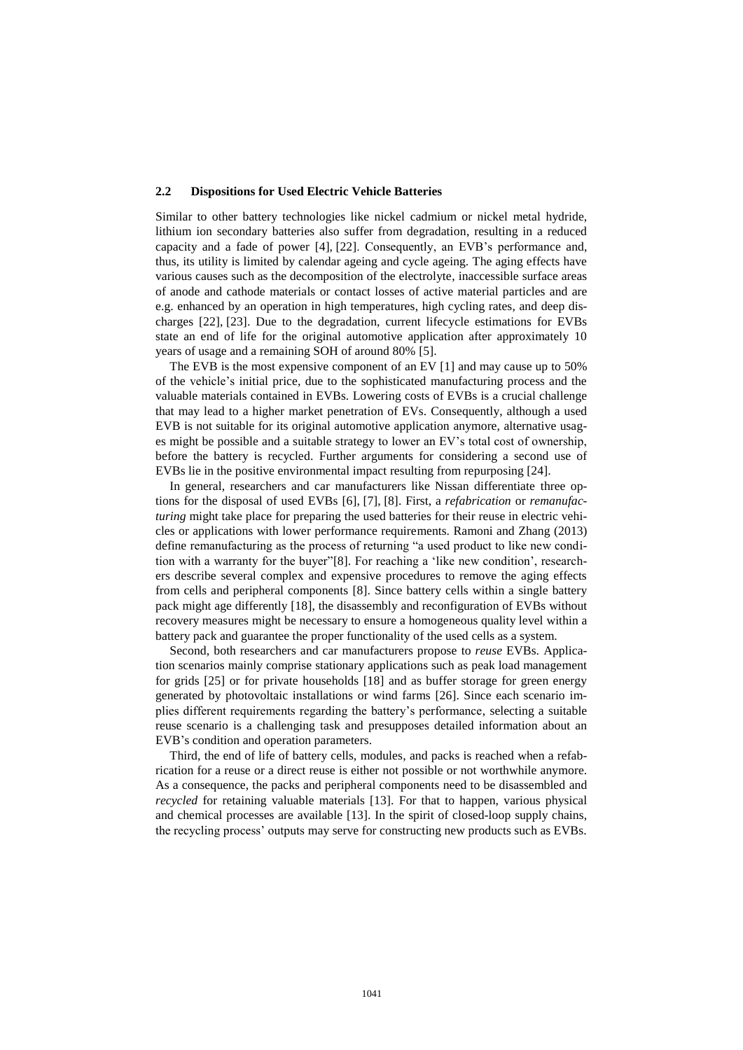### 2.2 Dispositions for Used Electric Vehicle Batteries

Similar to other battery technologies like nickel cadmium or nickel metal hydride, lithium ion secondary batteries also suffer from degradation, resulting in a reduced capacity and a fade of power [4], [22]. Consequently, an EVB's performance and, thus, its utility is limited by calendar ageing and cycle ageing. The aging effects have various causes such as the decomposition of the electrolyte, inaccessible surface areas of anode and cathode materials or contact losses of active material particles and are e.g. enhanced by an operation in high temperatures, high cycling rates, and deep discharges [22], [23]. Due to the degradation, current lifecycle estimations for EVBs state an end of life for the original automotive application after approximately 10 years of usage and a remaining SOH of around 80% [5].

The EVB is the most expensive component of an EV [1] and may cause up to 50% of the vehicle's initial price, due to the sophisticated manufacturing process and the valuable materials contained in EVBs. Lowering costs of EVBs is a crucial challenge that may lead to a higher market penetration of EVs. Consequently, although a used EVB is not suitable for its original automotive application anymore, alternative usages might be possible and a suitable strategy to lower an EV's total cost of ownership, before the battery is recycled. Further arguments for considering a second use of EVBs lie in the positive environmental impact resulting from repurposing [24].

In general, researchers and car manufacturers like Nissan differentiate three options for the disposal of used EVBs [6], [7], [8]. First, a *refabrication* or *remanufacturing* might take place for preparing the used batteries for their reuse in electric vehicles or applications with lower performance requirements. Ramoni and Zhang (2013) define remanufacturing as the process of returning "a used product to like new condition with a warranty for the buyer"[8]. For reaching a 'like new condition', researchers describe several complex and expensive procedures to remove the aging effects from cells and peripheral components [8]. Since battery cells within a single battery pack might age differently [18], the disassembly and reconfiguration of EVBs without recovery measures might be necessary to ensure a homogeneous quality level within a battery pack and guarantee the proper functionality of the used cells as a system.

Second, both researchers and car manufacturers propose to *reuse* EVBs. Application scenarios mainly comprise stationary applications such as peak load management for grids [25] or for private households [18] and as buffer storage for green energy generated by photovoltaic installations or wind farms [26]. Since each scenario implies different requirements regarding the battery's performance, selecting a suitable reuse scenario is a challenging task and presupposes detailed information about an EVB's condition and operation parameters.

Third, the end of life of battery cells, modules, and packs is reached when a refabrication for a reuse or a direct reuse is either not possible or not worthwhile anymore. As a consequence, the packs and peripheral components need to be disassembled and *recycled* for retaining valuable materials [13]. For that to happen, various physical and chemical processes are available [13]. In the spirit of closed-loop supply chains, the recycling process' outputs may serve for constructing new products such as EVBs.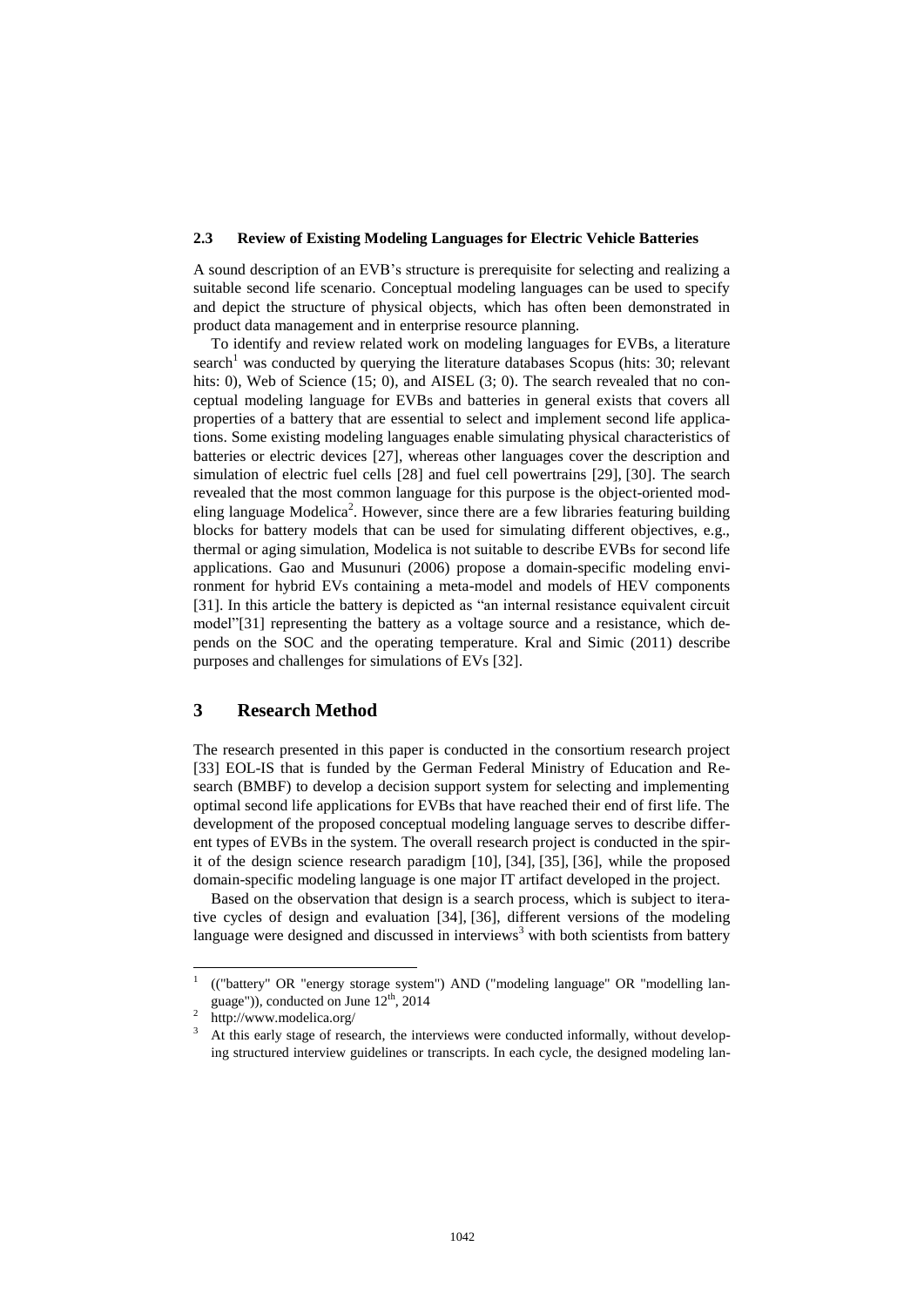### 2.3 Review of Existing Modeling Languages for Electric Vehicle Batteries

A sound description of an EVB's structure is prerequisite for selecting and realizing a suitable second life scenario. Conceptual modeling languages can be used to specify and depict the structure of physical objects, which has often been demonstrated in product data management and in enterprise resource planning.

To identify and review related work on modeling languages for EVBs, a literature search[1] was conducted by querying the literature databases Scopus (hits: 30; relevant hits: 0), Web of Science (15; 0), and AISEL (3; 0). The search revealed that no conceptual modeling language for EVBs and batteries in general exists that covers all properties of a battery that are essential to select and implement second life applications. Some existing modeling languages enable simulating physical characteristics of batteries or electric devices [27], whereas other languages cover the description and simulation of electric fuel cells [28] and fuel cell powertrains [29], [30]. The search revealed that the most common language for this purpose is the object-oriented modeling language Modelica[2]. However, since there are a few libraries featuring building blocks for battery models that can be used for simulating different objectives, e.g., thermal or aging simulation, Modelica is not suitable to describe EVBs for second life applications. Gao and Musunuri (2006) propose a domain-specific modeling environment for hybrid EVs containing a meta-model and models of HEV components [31]. In this article the battery is depicted as "an internal resistance equivalent circuit model"[31] representing the battery as a voltage source and a resistance, which depends on the SOC and the operating temperature. Kral and Simic (2011) describe purposes and challenges for simulations of EVs [32].

## 3 Research Method

The research presented in this paper is conducted in the consortium research project [33] EOL-IS that is funded by the German Federal Ministry of Education and Research (BMBF) to develop a decision support system for selecting and implementing optimal second life applications for EVBs that have reached their end of first life. The development of the proposed conceptual modeling language serves to describe different types of EVBs in the system. The overall research project is conducted in the spirit of the design science research paradigm [10], [34], [35], [36], while the proposed domain-specific modeling language is one major IT artifact developed in the project.

Based on the observation that design is a search process, which is subject to iterative cycles of design and evaluation [34], [36], different versions of the modeling language were designed and discussed in interviews[3] with both scientists from battery

---

[1] (("battery" OR "energy storage system") AND ("modeling language" OR "modelling language")), conducted on June 12th, 2014

[2] http://www.modelica.org/

[3] At this early stage of research, the interviews were conducted informally, without developing structured interview guidelines or transcripts. In each cycle, the designed modeling lan-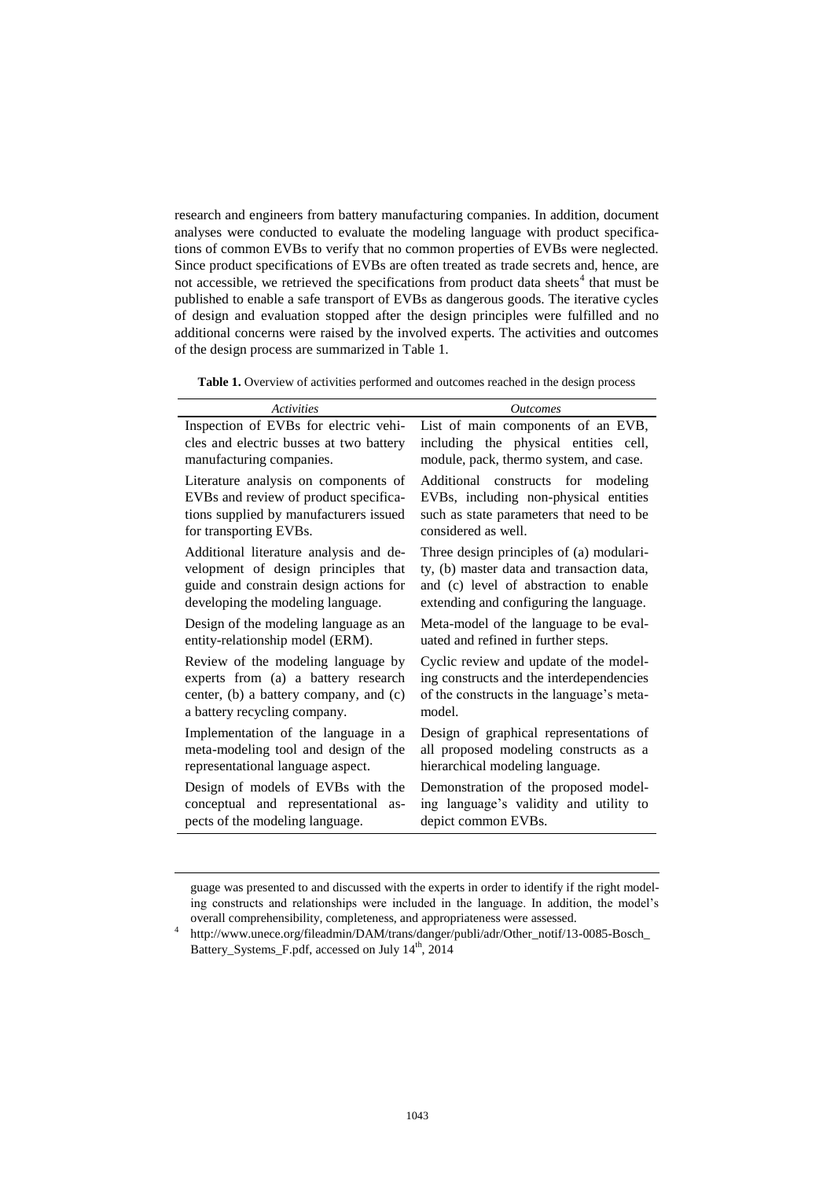research and engineers from battery manufacturing companies. In addition, document analyses were conducted to evaluate the modeling language with product specifications of common EVBs to verify that no common properties of EVBs were neglected. Since product specifications of EVBs are often treated as trade secrets and, hence, are not accessible, we retrieved the specifications from product data sheets[4] that must be published to enable a safe transport of EVBs as dangerous goods. The iterative cycles of design and evaluation stopped after the design principles were fulfilled and no additional concerns were raised by the involved experts. The activities and outcomes of the design process are summarized in Table 1.

**Table 1.** Overview of activities performed and outcomes reached in the design process

| *Activities* | *Outcomes* |
|---|---|
| Inspection of EVBs for electric vehicles and electric busses at two battery manufacturing companies. | List of main components of an EVB, including the physical entities cell, module, pack, thermo system, and case. |
| Literature analysis on components of EVBs and review of product specifications supplied by manufacturers issued for transporting EVBs. | Additional constructs for modeling EVBs, including non-physical entities such as state parameters that need to be considered as well. |
| Additional literature analysis and development of design principles that guide and constrain design actions for developing the modeling language. | Three design principles of (a) modularity, (b) master data and transaction data, and (c) level of abstraction to enable extending and configuring the language. |
| Design of the modeling language as an entity-relationship model (ERM). | Meta-model of the language to be evaluated and refined in further steps. |
| Review of the modeling language by experts from (a) a battery research center, (b) a battery company, and (c) a battery recycling company. | Cyclic review and update of the modeling constructs and the interdependencies of the constructs in the language's meta-model. |
| Implementation of the language in a meta-modeling tool and design of the representational language aspect. | Design of graphical representations of all proposed modeling constructs as a hierarchical modeling language. |
| Design of models of EVBs with the conceptual and representational aspects of the modeling language. | Demonstration of the proposed modeling language's validity and utility to depict common EVBs. |

guage was presented to and discussed with the experts in order to identify if the right modeling constructs and relationships were included in the language. In addition, the model's overall comprehensibility, completeness, and appropriateness were assessed.

[4] http://www.unece.org/fileadmin/DAM/trans/danger/publi/adr/Other_notif/13-0085-Bosch_Battery_Systems_F.pdf, accessed on July 14th, 2014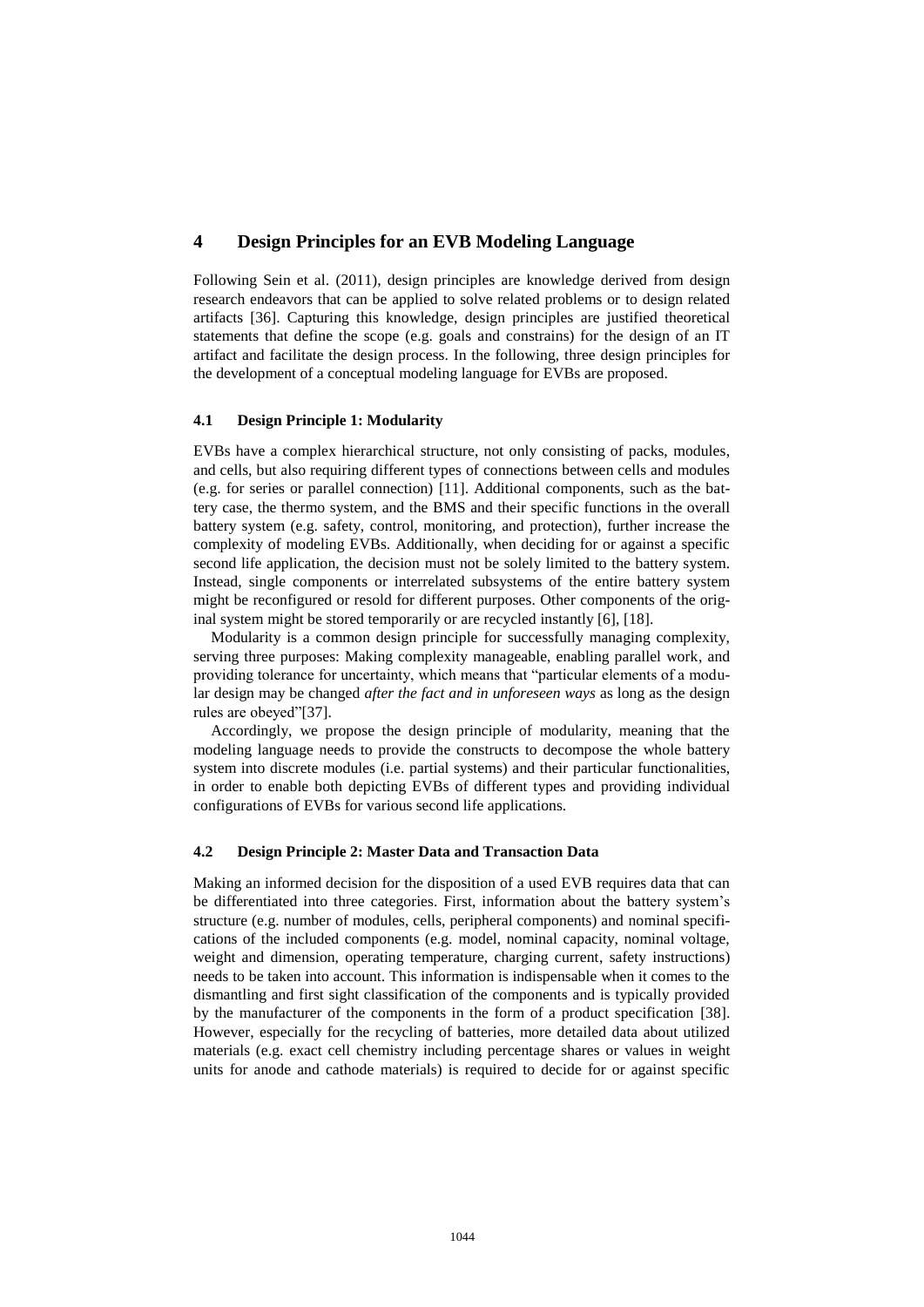## 4 Design Principles for an EVB Modeling Language

Following Sein et al. (2011), design principles are knowledge derived from design research endeavors that can be applied to solve related problems or to design related artifacts [36]. Capturing this knowledge, design principles are justified theoretical statements that define the scope (e.g. goals and constrains) for the design of an IT artifact and facilitate the design process. In the following, three design principles for the development of a conceptual modeling language for EVBs are proposed.

### 4.1 Design Principle 1: Modularity

EVBs have a complex hierarchical structure, not only consisting of packs, modules, and cells, but also requiring different types of connections between cells and modules (e.g. for series or parallel connection) [11]. Additional components, such as the battery case, the thermo system, and the BMS and their specific functions in the overall battery system (e.g. safety, control, monitoring, and protection), further increase the complexity of modeling EVBs. Additionally, when deciding for or against a specific second life application, the decision must not be solely limited to the battery system. Instead, single components or interrelated subsystems of the entire battery system might be reconfigured or resold for different purposes. Other components of the original system might be stored temporarily or are recycled instantly [6], [18].

Modularity is a common design principle for successfully managing complexity, serving three purposes: Making complexity manageable, enabling parallel work, and providing tolerance for uncertainty, which means that "particular elements of a modular design may be changed *after the fact and in unforeseen ways* as long as the design rules are obeyed"[37].

Accordingly, we propose the design principle of modularity, meaning that the modeling language needs to provide the constructs to decompose the whole battery system into discrete modules (i.e. partial systems) and their particular functionalities, in order to enable both depicting EVBs of different types and providing individual configurations of EVBs for various second life applications.

### 4.2 Design Principle 2: Master Data and Transaction Data

Making an informed decision for the disposition of a used EVB requires data that can be differentiated into three categories. First, information about the battery system's structure (e.g. number of modules, cells, peripheral components) and nominal specifications of the included components (e.g. model, nominal capacity, nominal voltage, weight and dimension, operating temperature, charging current, safety instructions) needs to be taken into account. This information is indispensable when it comes to the dismantling and first sight classification of the components and is typically provided by the manufacturer of the components in the form of a product specification [38]. However, especially for the recycling of batteries, more detailed data about utilized materials (e.g. exact cell chemistry including percentage shares or values in weight units for anode and cathode materials) is required to decide for or against specific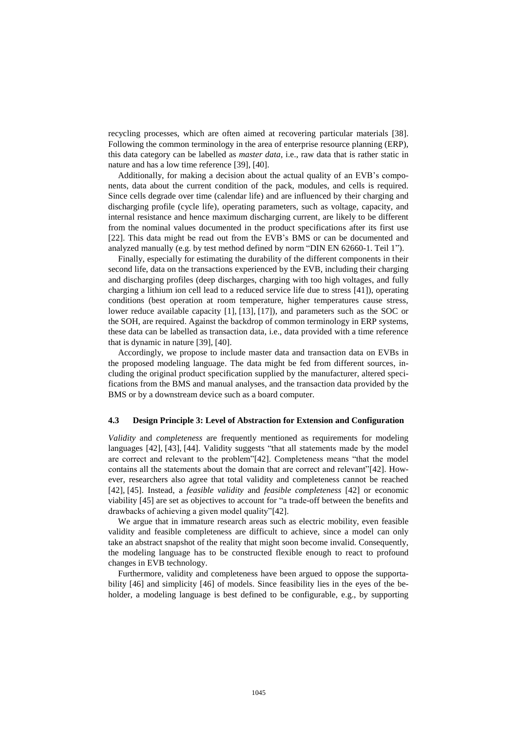recycling processes, which are often aimed at recovering particular materials [38]. Following the common terminology in the area of enterprise resource planning (ERP), this data category can be labelled as *master data*, i.e., raw data that is rather static in nature and has a low time reference [39], [40].

Additionally, for making a decision about the actual quality of an EVB's components, data about the current condition of the pack, modules, and cells is required. Since cells degrade over time (calendar life) and are influenced by their charging and discharging profile (cycle life), operating parameters, such as voltage, capacity, and internal resistance and hence maximum discharging current, are likely to be different from the nominal values documented in the product specifications after its first use [22]. This data might be read out from the EVB's BMS or can be documented and analyzed manually (e.g. by test method defined by norm "DIN EN 62660-1. Teil 1").

Finally, especially for estimating the durability of the different components in their second life, data on the transactions experienced by the EVB, including their charging and discharging profiles (deep discharges, charging with too high voltages, and fully charging a lithium ion cell lead to a reduced service life due to stress [41]), operating conditions (best operation at room temperature, higher temperatures cause stress, lower reduce available capacity [1], [13], [17]), and parameters such as the SOC or the SOH, are required. Against the backdrop of common terminology in ERP systems, these data can be labelled as transaction data, i.e., data provided with a time reference that is dynamic in nature [39], [40].

Accordingly, we propose to include master data and transaction data on EVBs in the proposed modeling language. The data might be fed from different sources, including the original product specification supplied by the manufacturer, altered specifications from the BMS and manual analyses, and the transaction data provided by the BMS or by a downstream device such as a board computer.

### 4.3 Design Principle 3: Level of Abstraction for Extension and Configuration

*Validity* and *completeness* are frequently mentioned as requirements for modeling languages [42], [43], [44]. Validity suggests "that all statements made by the model are correct and relevant to the problem"[42]. Completeness means "that the model contains all the statements about the domain that are correct and relevant"[42]. However, researchers also agree that total validity and completeness cannot be reached [42], [45]. Instead, a *feasible validity* and *feasible completeness* [42] or economic viability [45] are set as objectives to account for "a trade-off between the benefits and drawbacks of achieving a given model quality"[42].

We argue that in immature research areas such as electric mobility, even feasible validity and feasible completeness are difficult to achieve, since a model can only take an abstract snapshot of the reality that might soon become invalid. Consequently, the modeling language has to be constructed flexible enough to react to profound changes in EVB technology.

Furthermore, validity and completeness have been argued to oppose the supportability [46] and simplicity [46] of models. Since feasibility lies in the eyes of the beholder, a modeling language is best defined to be configurable, e.g., by supporting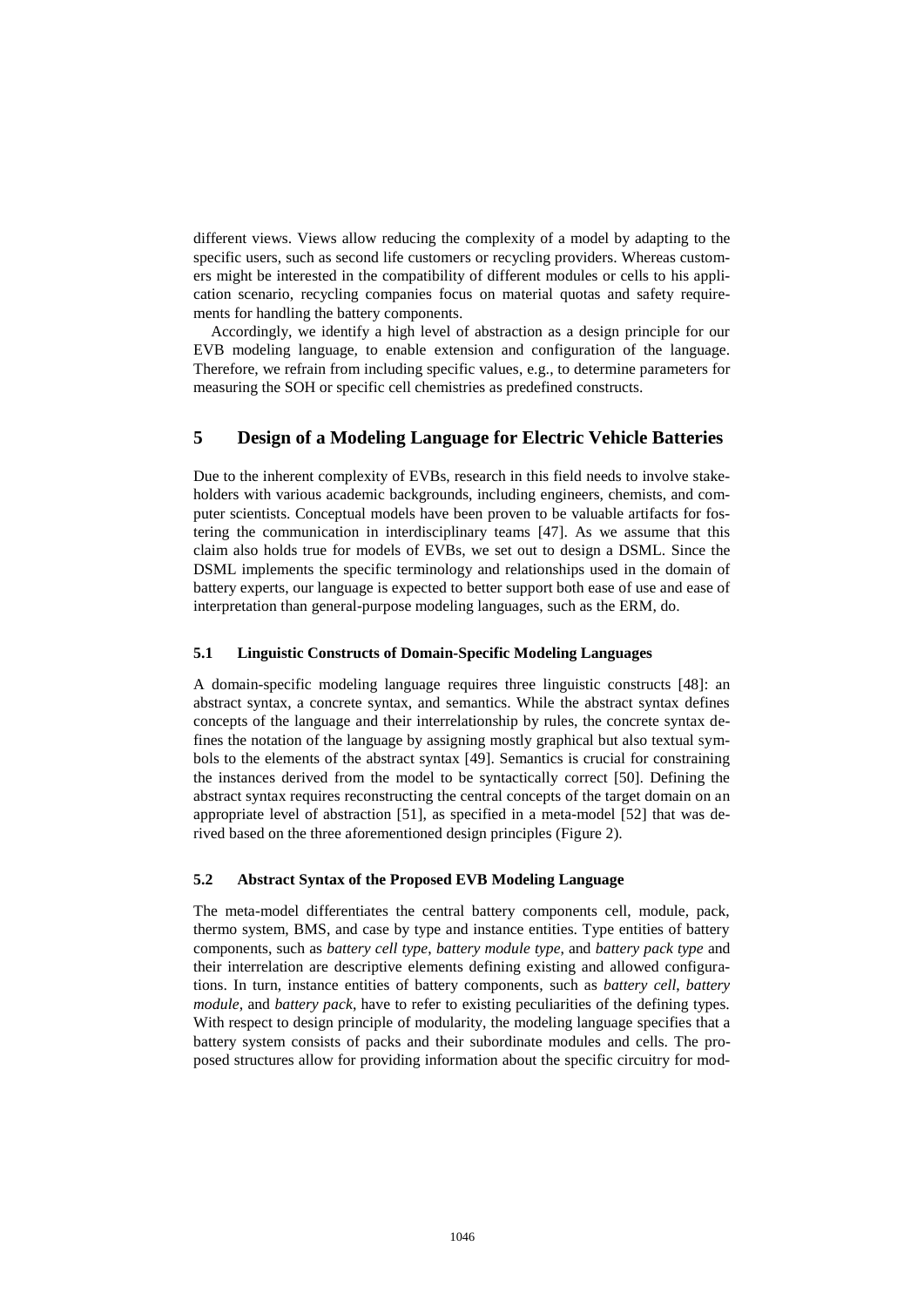different views. Views allow reducing the complexity of a model by adapting to the specific users, such as second life customers or recycling providers. Whereas customers might be interested in the compatibility of different modules or cells to his application scenario, recycling companies focus on material quotas and safety requirements for handling the battery components.

Accordingly, we identify a high level of abstraction as a design principle for our EVB modeling language, to enable extension and configuration of the language. Therefore, we refrain from including specific values, e.g., to determine parameters for measuring the SOH or specific cell chemistries as predefined constructs.

## 5 Design of a Modeling Language for Electric Vehicle Batteries

Due to the inherent complexity of EVBs, research in this field needs to involve stakeholders with various academic backgrounds, including engineers, chemists, and computer scientists. Conceptual models have been proven to be valuable artifacts for fostering the communication in interdisciplinary teams [47]. As we assume that this claim also holds true for models of EVBs, we set out to design a DSML. Since the DSML implements the specific terminology and relationships used in the domain of battery experts, our language is expected to better support both ease of use and ease of interpretation than general-purpose modeling languages, such as the ERM, do.

### 5.1 Linguistic Constructs of Domain-Specific Modeling Languages

A domain-specific modeling language requires three linguistic constructs [48]: an abstract syntax, a concrete syntax, and semantics. While the abstract syntax defines concepts of the language and their interrelationship by rules, the concrete syntax defines the notation of the language by assigning mostly graphical but also textual symbols to the elements of the abstract syntax [49]. Semantics is crucial for constraining the instances derived from the model to be syntactically correct [50]. Defining the abstract syntax requires reconstructing the central concepts of the target domain on an appropriate level of abstraction [51], as specified in a meta-model [52] that was derived based on the three aforementioned design principles (Figure 2).

### 5.2 Abstract Syntax of the Proposed EVB Modeling Language

The meta-model differentiates the central battery components cell, module, pack, thermo system, BMS, and case by type and instance entities. Type entities of battery components, such as *battery cell type*, *battery module type*, and *battery pack type* and their interrelation are descriptive elements defining existing and allowed configurations. In turn, instance entities of battery components, such as *battery cell*, *battery module*, and *battery pack*, have to refer to existing peculiarities of the defining types. With respect to design principle of modularity, the modeling language specifies that a battery system consists of packs and their subordinate modules and cells. The proposed structures allow for providing information about the specific circuitry for mod-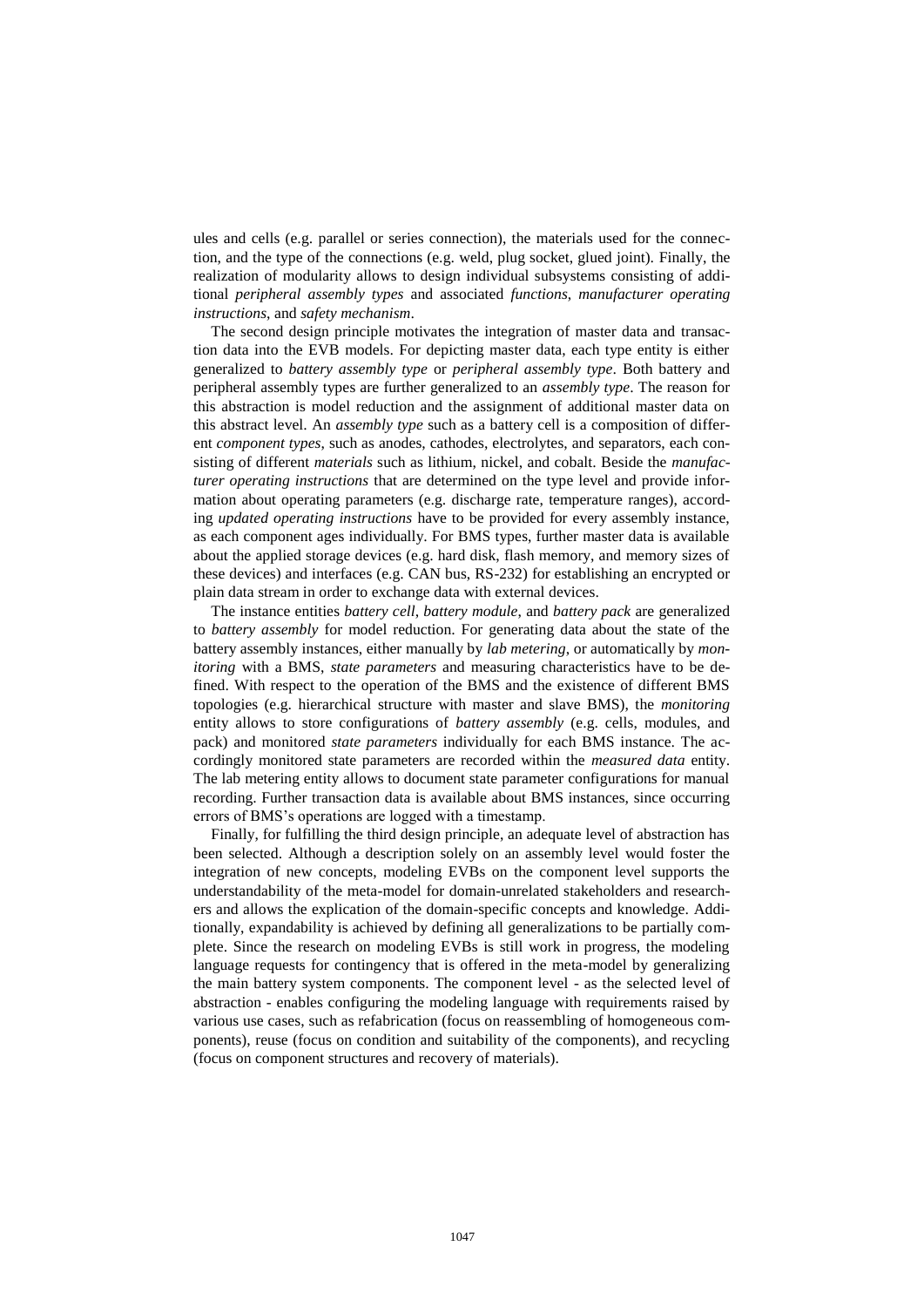ules and cells (e.g. parallel or series connection), the materials used for the connection, and the type of the connections (e.g. weld, plug socket, glued joint). Finally, the realization of modularity allows to design individual subsystems consisting of additional *peripheral assembly types* and associated *functions*, *manufacturer operating instructions*, and *safety mechanism*.

The second design principle motivates the integration of master data and transaction data into the EVB models. For depicting master data, each type entity is either generalized to *battery assembly type* or *peripheral assembly type*. Both battery and peripheral assembly types are further generalized to an *assembly type*. The reason for this abstraction is model reduction and the assignment of additional master data on this abstract level. An *assembly type* such as a battery cell is a composition of different *component types*, such as anodes, cathodes, electrolytes, and separators, each consisting of different *materials* such as lithium, nickel, and cobalt. Beside the *manufacturer operating instructions* that are determined on the type level and provide information about operating parameters (e.g. discharge rate, temperature ranges), according *updated operating instructions* have to be provided for every assembly instance, as each component ages individually. For BMS types, further master data is available about the applied storage devices (e.g. hard disk, flash memory, and memory sizes of these devices) and interfaces (e.g. CAN bus, RS-232) for establishing an encrypted or plain data stream in order to exchange data with external devices.

The instance entities *battery cell*, *battery module*, and *battery pack* are generalized to *battery assembly* for model reduction. For generating data about the state of the battery assembly instances, either manually by *lab metering*, or automatically by *monitoring* with a BMS, *state parameters* and measuring characteristics have to be defined. With respect to the operation of the BMS and the existence of different BMS topologies (e.g. hierarchical structure with master and slave BMS), the *monitoring* entity allows to store configurations of *battery assembly* (e.g. cells, modules, and pack) and monitored *state parameters* individually for each BMS instance. The accordingly monitored state parameters are recorded within the *measured data* entity. The lab metering entity allows to document state parameter configurations for manual recording. Further transaction data is available about BMS instances, since occurring errors of BMS's operations are logged with a timestamp.

Finally, for fulfilling the third design principle, an adequate level of abstraction has been selected. Although a description solely on an assembly level would foster the integration of new concepts, modeling EVBs on the component level supports the understandability of the meta-model for domain-unrelated stakeholders and researchers and allows the explication of the domain-specific concepts and knowledge. Additionally, expandability is achieved by defining all generalizations to be partially complete. Since the research on modeling EVBs is still work in progress, the modeling language requests for contingency that is offered in the meta-model by generalizing the main battery system components. The component level - as the selected level of abstraction - enables configuring the modeling language with requirements raised by various use cases, such as refabrication (focus on reassembling of homogeneous components), reuse (focus on condition and suitability of the components), and recycling (focus on component structures and recovery of materials).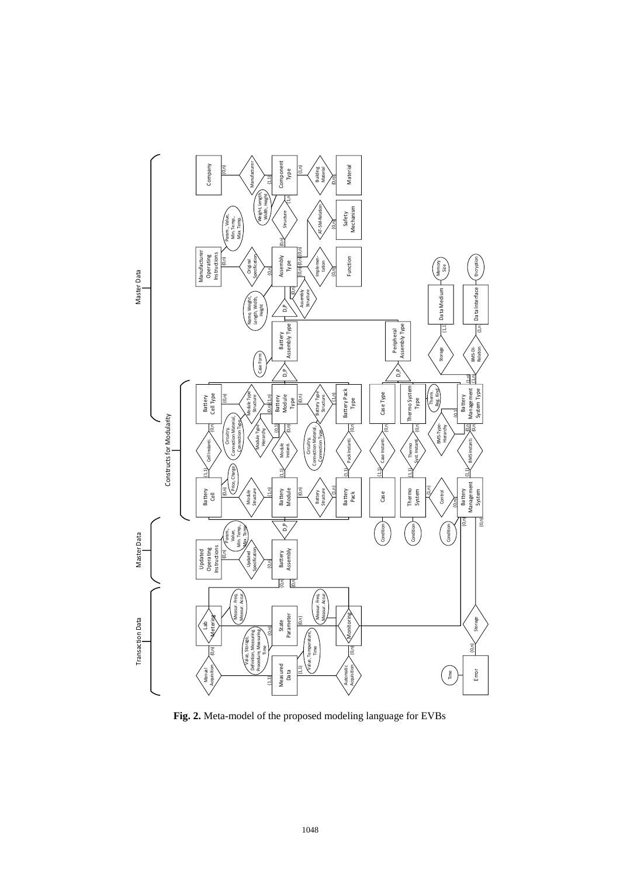**Fig. 2.** Meta-model of the proposed modeling language for EVBs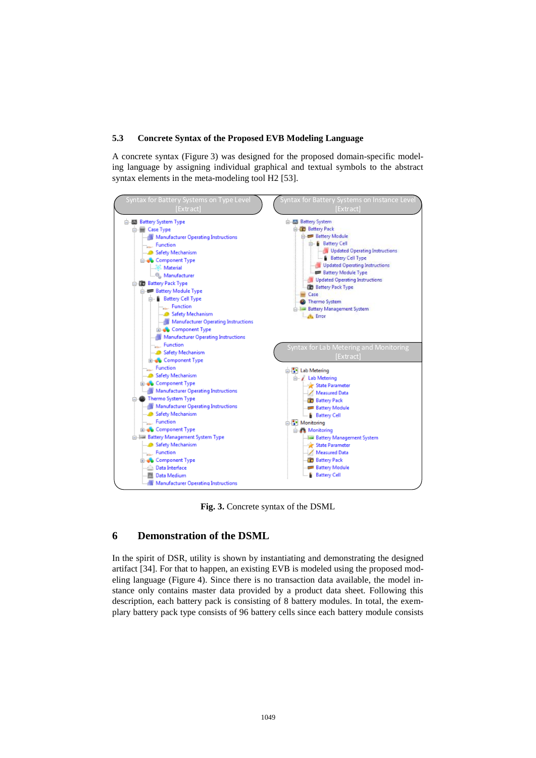### 5.3 Concrete Syntax of the Proposed EVB Modeling Language

A concrete syntax (Figure 3) was designed for the proposed domain-specific modeling language by assigning individual graphical and textual symbols to the abstract syntax elements in the meta-modeling tool H2 [53].

Syntax for Battery Systems on Type Level [Extract]

- Battery System Type
  - Case Type
    - Manufacturer Operating Instructions
    - Function
    - Safety Mechanism
    - Component Type
      - Material
      - Manufacturer
  - Battery Pack Type
    - Battery Module Type
      - Battery Cell Type
        - Function
        - Safety Mechanism
        - Manufacturer Operating Instructions
        - Component Type
      - Manufacturer Operating Instructions
      - Function
      - Safety Mechanism
      - Component Type
    - Function
    - Safety Mechanism
    - Component Type
    - Manufacturer Operating Instructions
  - Thermo System Type
    - Manufacturer Operating Instructions
    - Safety Mechanism
    - Function
    - Component Type
  - Battery Management System Type
    - Safety Mechanism
    - Function
    - Component Type
    - Data Interface
    - Data Medium
    - Manufacturer Operating Instructions

Syntax for Battery Systems on Instance Level [Extract]

- Battery System
  - Battery Pack
    - Battery Module
      - Battery Cell
        - Updated Operating Instructions
        - Battery Cell Type
      - Updated Operating Instructions
      - Battery Module Type
    - Updated Operating Instructions
    - Battery Pack Type
  - Case
  - Thermo System
  - Battery Management System
    - Error

Syntax for Lab Metering and Monitoring [Extract]

- Lab Metering
  - Lab Metering
    - State Parameter
    - Measured Data
    - Battery Pack
    - Battery Module
    - Battery Cell
- Monitoring
  - Monitoring
    - Battery Management System
    - State Parameter
    - Measured Data
    - Battery Pack
    - Battery Module
    - Battery Cell

**Fig. 3.** Concrete syntax of the DSML

## 6 Demonstration of the DSML

In the spirit of DSR, utility is shown by instantiating and demonstrating the designed artifact [34]. For that to happen, an existing EVB is modeled using the proposed modeling language (Figure 4). Since there is no transaction data available, the model instance only contains master data provided by a product data sheet. Following this description, each battery pack is consisting of 8 battery modules. In total, the exemplary battery pack type consists of 96 battery cells since each battery module consists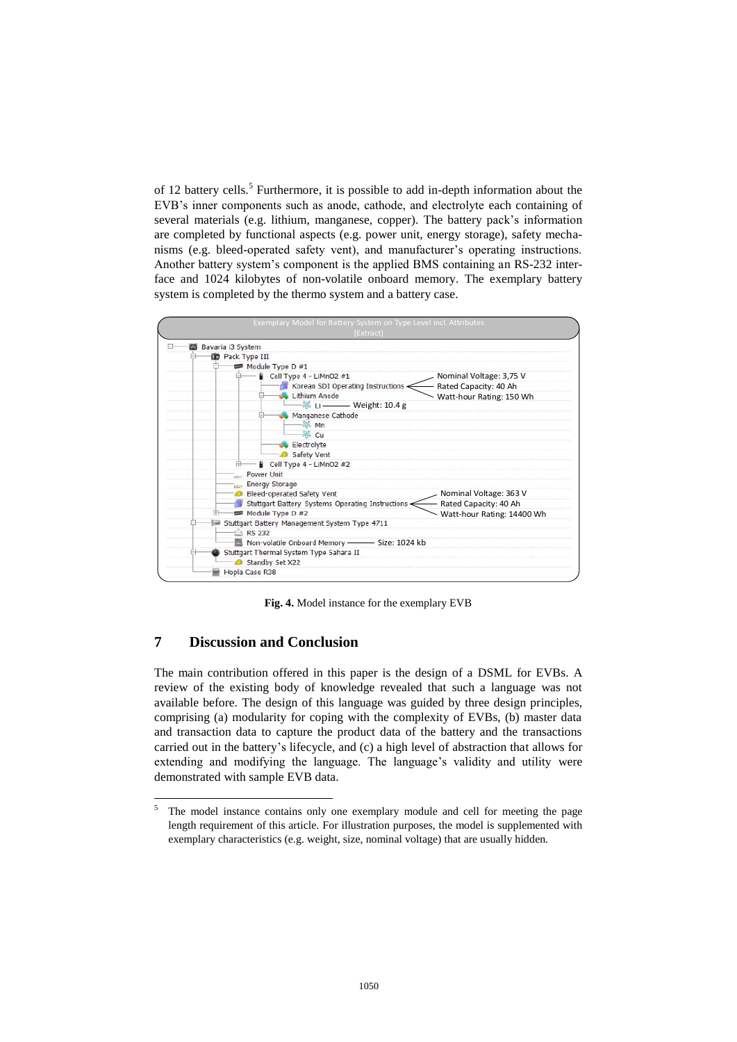of 12 battery cells.[5] Furthermore, it is possible to add in-depth information about the EVB's inner components such as anode, cathode, and electrolyte each containing of several materials (e.g. lithium, manganese, copper). The battery pack's information are completed by functional aspects (e.g. power unit, energy storage), safety mechanisms (e.g. bleed-operated safety vent), and manufacturer's operating instructions. Another battery system's component is the applied BMS containing an RS-232 interface and 1024 kilobytes of non-volatile onboard memory. The exemplary battery system is completed by the thermo system and a battery case.

```
Exemplary Model for Battery System on Type Level incl. Attributes
[Extract]

Bavaria i3 System
└── Pack Type III
    ├── Module Type D #1
    │   ├── Cell Type 4 - LiMnO2 #1          (Nominal Voltage: 3,75 V; Rated Capacity: 40 Ah; Watt-hour Rating: 150 Wh)
    │   │   ├── Korean SDI Operating Instructions
    │   │   ├── Lithium Anode
    │   │   │   └── Li                        (Weight: 10.4 g)
    │   │   ├── Manganese Cathode
    │   │   │   ├── Mn
    │   │   │   └── Cu
    │   │   ├── Electrolyte
    │   │   └── Safety Vent
    │   └── Cell Type 4 - LiMnO2 #2
    ├── Power Unit
    ├── Energy Storage
    ├── Bleed-operated Safety Vent          (Nominal Voltage: 363 V; Rated Capacity: 40 Ah; Watt-hour Rating: 14400 Wh)
    ├── Stuttgart Battery Systems Operating Instructions
    └── Module Type D #2
├── Stuttgart Battery Management System Type 4711
│   ├── RS 232
│   └── Non-volatile Onboard Memory          (Size: 1024 kb)
├── Stuttgart Thermal System Type Sahara II
│   └── Standby Set X22
└── Hopla Case R38
```

**Fig. 4.** Model instance for the exemplary EVB

## 7 Discussion and Conclusion

The main contribution offered in this paper is the design of a DSML for EVBs. A review of the existing body of knowledge revealed that such a language was not available before. The design of this language was guided by three design principles, comprising (a) modularity for coping with the complexity of EVBs, (b) master data and transaction data to capture the product data of the battery and the transactions carried out in the battery's lifecycle, and (c) a high level of abstraction that allows for extending and modifying the language. The language's validity and utility were demonstrated with sample EVB data.

---

[5] The model instance contains only one exemplary module and cell for meeting the page length requirement of this article. For illustration purposes, the model is supplemented with exemplary characteristics (e.g. weight, size, nominal voltage) that are usually hidden.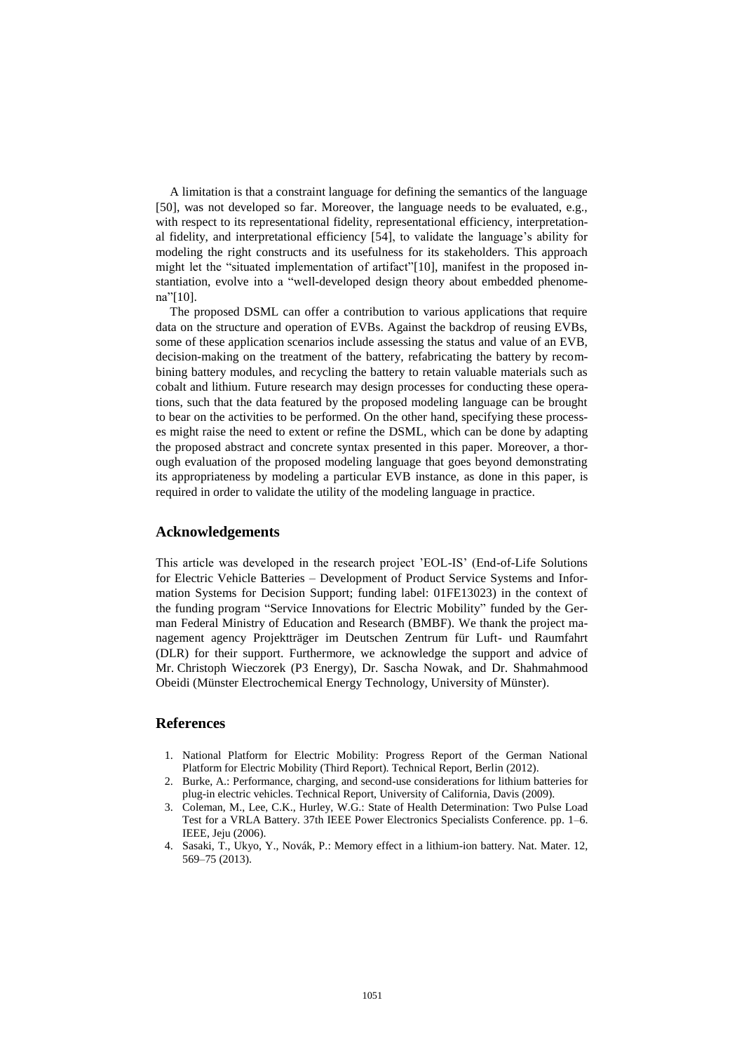A limitation is that a constraint language for defining the semantics of the language [50], was not developed so far. Moreover, the language needs to be evaluated, e.g., with respect to its representational fidelity, representational efficiency, interpretational fidelity, and interpretational efficiency [54], to validate the language's ability for modeling the right constructs and its usefulness for its stakeholders. This approach might let the "situated implementation of artifact"[10], manifest in the proposed instantiation, evolve into a "well-developed design theory about embedded phenomena"[10].

The proposed DSML can offer a contribution to various applications that require data on the structure and operation of EVBs. Against the backdrop of reusing EVBs, some of these application scenarios include assessing the status and value of an EVB, decision-making on the treatment of the battery, refabricating the battery by recombining battery modules, and recycling the battery to retain valuable materials such as cobalt and lithium. Future research may design processes for conducting these operations, such that the data featured by the proposed modeling language can be brought to bear on the activities to be performed. On the other hand, specifying these processes might raise the need to extent or refine the DSML, which can be done by adapting the proposed abstract and concrete syntax presented in this paper. Moreover, a thorough evaluation of the proposed modeling language that goes beyond demonstrating its appropriateness by modeling a particular EVB instance, as done in this paper, is required in order to validate the utility of the modeling language in practice.

## Acknowledgements

This article was developed in the research project 'EOL-IS' (End-of-Life Solutions for Electric Vehicle Batteries – Development of Product Service Systems and Information Systems for Decision Support; funding label: 01FE13023) in the context of the funding program "Service Innovations for Electric Mobility" funded by the German Federal Ministry of Education and Research (BMBF). We thank the project management agency Projektträger im Deutschen Zentrum für Luft- und Raumfahrt (DLR) for their support. Furthermore, we acknowledge the support and advice of Mr. Christoph Wieczorek (P3 Energy), Dr. Sascha Nowak, and Dr. Shahmahmood Obeidi (Münster Electrochemical Energy Technology, University of Münster).

## References

1. National Platform for Electric Mobility: Progress Report of the German National Platform for Electric Mobility (Third Report). Technical Report, Berlin (2012).
2. Burke, A.: Performance, charging, and second-use considerations for lithium batteries for plug-in electric vehicles. Technical Report, University of California, Davis (2009).
3. Coleman, M., Lee, C.K., Hurley, W.G.: State of Health Determination: Two Pulse Load Test for a VRLA Battery. 37th IEEE Power Electronics Specialists Conference. pp. 1–6. IEEE, Jeju (2006).
4. Sasaki, T., Ukyo, Y., Novák, P.: Memory effect in a lithium-ion battery. Nat. Mater. 12, 569–75 (2013).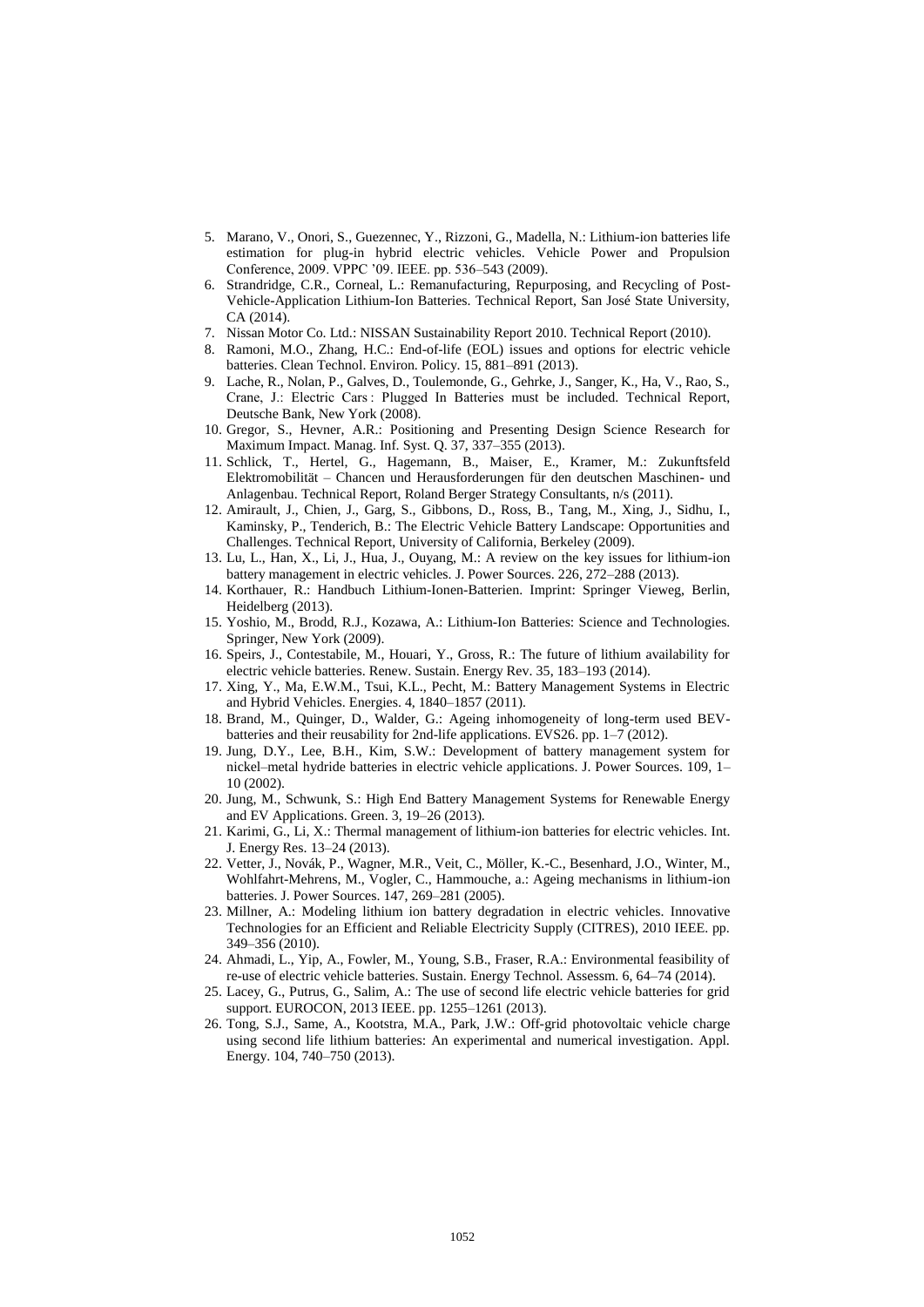5. Marano, V., Onori, S., Guezennec, Y., Rizzoni, G., Madella, N.: Lithium-ion batteries life estimation for plug-in hybrid electric vehicles. Vehicle Power and Propulsion Conference, 2009. VPPC '09. IEEE. pp. 536–543 (2009).
6. Strandridge, C.R., Corneal, L.: Remanufacturing, Repurposing, and Recycling of Post-Vehicle-Application Lithium-Ion Batteries. Technical Report, San José State University, CA (2014).
7. Nissan Motor Co. Ltd.: NISSAN Sustainability Report 2010. Technical Report (2010).
8. Ramoni, M.O., Zhang, H.C.: End-of-life (EOL) issues and options for electric vehicle batteries. Clean Technol. Environ. Policy. 15, 881–891 (2013).
9. Lache, R., Nolan, P., Galves, D., Toulemonde, G., Gehrke, J., Sanger, K., Ha, V., Rao, S., Crane, J.: Electric Cars : Plugged In Batteries must be included. Technical Report, Deutsche Bank, New York (2008).
10. Gregor, S., Hevner, A.R.: Positioning and Presenting Design Science Research for Maximum Impact. Manag. Inf. Syst. Q. 37, 337–355 (2013).
11. Schlick, T., Hertel, G., Hagemann, B., Maiser, E., Kramer, M.: Zukunftsfeld Elektromobilität – Chancen und Herausforderungen für den deutschen Maschinen- und Anlagenbau. Technical Report, Roland Berger Strategy Consultants, n/s (2011).
12. Amirault, J., Chien, J., Garg, S., Gibbons, D., Ross, B., Tang, M., Xing, J., Sidhu, I., Kaminsky, P., Tenderich, B.: The Electric Vehicle Battery Landscape: Opportunities and Challenges. Technical Report, University of California, Berkeley (2009).
13. Lu, L., Han, X., Li, J., Hua, J., Ouyang, M.: A review on the key issues for lithium-ion battery management in electric vehicles. J. Power Sources. 226, 272–288 (2013).
14. Korthauer, R.: Handbuch Lithium-Ionen-Batterien. Imprint: Springer Vieweg, Berlin, Heidelberg (2013).
15. Yoshio, M., Brodd, R.J., Kozawa, A.: Lithium-Ion Batteries: Science and Technologies. Springer, New York (2009).
16. Speirs, J., Contestabile, M., Houari, Y., Gross, R.: The future of lithium availability for electric vehicle batteries. Renew. Sustain. Energy Rev. 35, 183–193 (2014).
17. Xing, Y., Ma, E.W.M., Tsui, K.L., Pecht, M.: Battery Management Systems in Electric and Hybrid Vehicles. Energies. 4, 1840–1857 (2011).
18. Brand, M., Quinger, D., Walder, G.: Ageing inhomogeneity of long-term used BEV-batteries and their reusability for 2nd-life applications. EVS26. pp. 1–7 (2012).
19. Jung, D.Y., Lee, B.H., Kim, S.W.: Development of battery management system for nickel–metal hydride batteries in electric vehicle applications. J. Power Sources. 109, 1–10 (2002).
20. Jung, M., Schwunk, S.: High End Battery Management Systems for Renewable Energy and EV Applications. Green. 3, 19–26 (2013).
21. Karimi, G., Li, X.: Thermal management of lithium-ion batteries for electric vehicles. Int. J. Energy Res. 13–24 (2013).
22. Vetter, J., Novák, P., Wagner, M.R., Veit, C., Möller, K.-C., Besenhard, J.O., Winter, M., Wohlfahrt-Mehrens, M., Vogler, C., Hammouche, a.: Ageing mechanisms in lithium-ion batteries. J. Power Sources. 147, 269–281 (2005).
23. Millner, A.: Modeling lithium ion battery degradation in electric vehicles. Innovative Technologies for an Efficient and Reliable Electricity Supply (CITRES), 2010 IEEE. pp. 349–356 (2010).
24. Ahmadi, L., Yip, A., Fowler, M., Young, S.B., Fraser, R.A.: Environmental feasibility of re-use of electric vehicle batteries. Sustain. Energy Technol. Assessm. 6, 64–74 (2014).
25. Lacey, G., Putrus, G., Salim, A.: The use of second life electric vehicle batteries for grid support. EUROCON, 2013 IEEE. pp. 1255–1261 (2013).
26. Tong, S.J., Same, A., Kootstra, M.A., Park, J.W.: Off-grid photovoltaic vehicle charge using second life lithium batteries: An experimental and numerical investigation. Appl. Energy. 104, 740–750 (2013).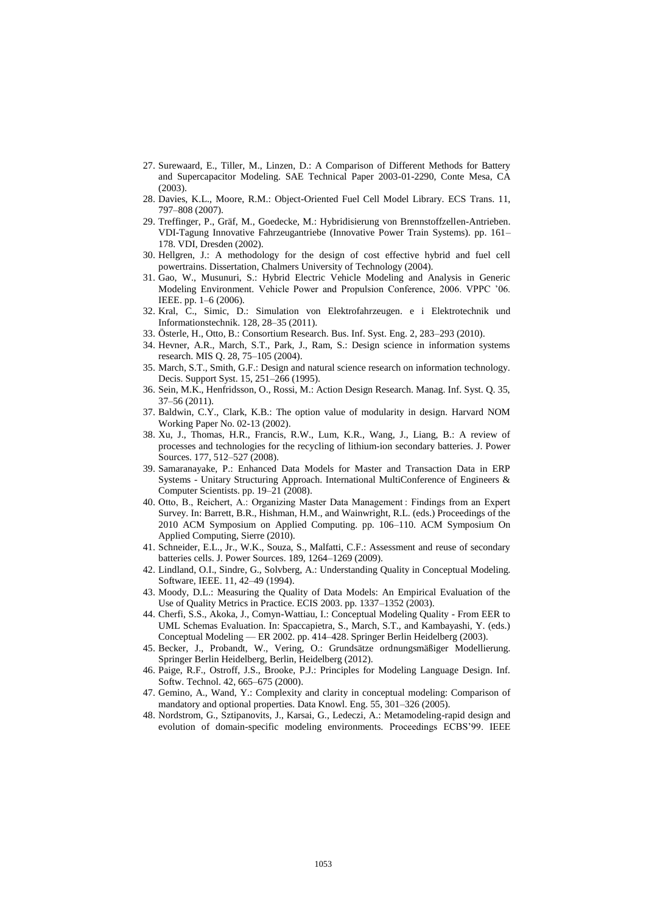27. Surewaard, E., Tiller, M., Linzen, D.: A Comparison of Different Methods for Battery and Supercapacitor Modeling. SAE Technical Paper 2003-01-2290, Conte Mesa, CA (2003).
28. Davies, K.L., Moore, R.M.: Object-Oriented Fuel Cell Model Library. ECS Trans. 11, 797–808 (2007).
29. Treffinger, P., Gräf, M., Goedecke, M.: Hybridisierung von Brennstoffzellen-Antrieben. VDI-Tagung Innovative Fahrzeugantriebe (Innovative Power Train Systems). pp. 161–178. VDI, Dresden (2002).
30. Hellgren, J.: A methodology for the design of cost effective hybrid and fuel cell powertrains. Dissertation, Chalmers University of Technology (2004).
31. Gao, W., Musunuri, S.: Hybrid Electric Vehicle Modeling and Analysis in Generic Modeling Environment. Vehicle Power and Propulsion Conference, 2006. VPPC '06. IEEE. pp. 1–6 (2006).
32. Kral, C., Simic, D.: Simulation von Elektrofahrzeugen. e i Elektrotechnik und Informationstechnik. 128, 28–35 (2011).
33. Österle, H., Otto, B.: Consortium Research. Bus. Inf. Syst. Eng. 2, 283–293 (2010).
34. Hevner, A.R., March, S.T., Park, J., Ram, S.: Design science in information systems research. MIS Q. 28, 75–105 (2004).
35. March, S.T., Smith, G.F.: Design and natural science research on information technology. Decis. Support Syst. 15, 251–266 (1995).
36. Sein, M.K., Henfridsson, O., Rossi, M.: Action Design Research. Manag. Inf. Syst. Q. 35, 37–56 (2011).
37. Baldwin, C.Y., Clark, K.B.: The option value of modularity in design. Harvard NOM Working Paper No. 02-13 (2002).
38. Xu, J., Thomas, H.R., Francis, R.W., Lum, K.R., Wang, J., Liang, B.: A review of processes and technologies for the recycling of lithium-ion secondary batteries. J. Power Sources. 177, 512–527 (2008).
39. Samaranayake, P.: Enhanced Data Models for Master and Transaction Data in ERP Systems - Unitary Structuring Approach. International MultiConference of Engineers & Computer Scientists. pp. 19–21 (2008).
40. Otto, B., Reichert, A.: Organizing Master Data Management : Findings from an Expert Survey. In: Barrett, B.R., Hishman, H.M., and Wainwright, R.L. (eds.) Proceedings of the 2010 ACM Symposium on Applied Computing. pp. 106–110. ACM Symposium On Applied Computing, Sierre (2010).
41. Schneider, E.L., Jr., W.K., Souza, S., Malfatti, C.F.: Assessment and reuse of secondary batteries cells. J. Power Sources. 189, 1264–1269 (2009).
42. Lindland, O.I., Sindre, G., Solvberg, A.: Understanding Quality in Conceptual Modeling. Software, IEEE. 11, 42–49 (1994).
43. Moody, D.L.: Measuring the Quality of Data Models: An Empirical Evaluation of the Use of Quality Metrics in Practice. ECIS 2003. pp. 1337–1352 (2003).
44. Cherfi, S.S., Akoka, J., Comyn-Wattiau, I.: Conceptual Modeling Quality - From EER to UML Schemas Evaluation. In: Spaccapietra, S., March, S.T., and Kambayashi, Y. (eds.) Conceptual Modeling — ER 2002. pp. 414–428. Springer Berlin Heidelberg (2003).
45. Becker, J., Probandt, W., Vering, O.: Grundsätze ordnungsmäßiger Modellierung. Springer Berlin Heidelberg, Berlin, Heidelberg (2012).
46. Paige, R.F., Ostroff, J.S., Brooke, P.J.: Principles for Modeling Language Design. Inf. Softw. Technol. 42, 665–675 (2000).
47. Gemino, A., Wand, Y.: Complexity and clarity in conceptual modeling: Comparison of mandatory and optional properties. Data Knowl. Eng. 55, 301–326 (2005).
48. Nordstrom, G., Sztipanovits, J., Karsai, G., Ledeczi, A.: Metamodeling-rapid design and evolution of domain-specific modeling environments. Proceedings ECBS'99. IEEE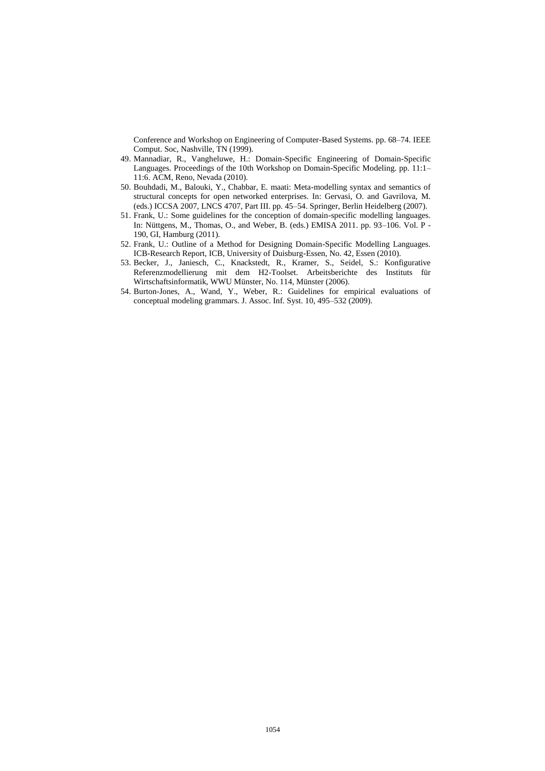Conference and Workshop on Engineering of Computer-Based Systems. pp. 68–74. IEEE Comput. Soc, Nashville, TN (1999).

49. Mannadiar, R., Vangheluwe, H.: Domain-Specific Engineering of Domain-Specific Languages. Proceedings of the 10th Workshop on Domain-Specific Modeling. pp. 11:1–11:6. ACM, Reno, Nevada (2010).
50. Bouhdadi, M., Balouki, Y., Chabbar, E. maati: Meta-modelling syntax and semantics of structural concepts for open networked enterprises. In: Gervasi, O. and Gavrilova, M. (eds.) ICCSA 2007, LNCS 4707, Part III. pp. 45–54. Springer, Berlin Heidelberg (2007).
51. Frank, U.: Some guidelines for the conception of domain-specific modelling languages. In: Nüttgens, M., Thomas, O., and Weber, B. (eds.) EMISA 2011. pp. 93–106. Vol. P - 190, GI, Hamburg (2011).
52. Frank, U.: Outline of a Method for Designing Domain-Specific Modelling Languages. ICB-Research Report, ICB, University of Duisburg-Essen, No. 42, Essen (2010).
53. Becker, J., Janiesch, C., Knackstedt, R., Kramer, S., Seidel, S.: Konfigurative Referenzmodellierung mit dem H2-Toolset. Arbeitsberichte des Instituts für Wirtschaftsinformatik, WWU Münster, No. 114, Münster (2006).
54. Burton-Jones, A., Wand, Y., Weber, R.: Guidelines for empirical evaluations of conceptual modeling grammars. J. Assoc. Inf. Syst. 10, 495–532 (2009).